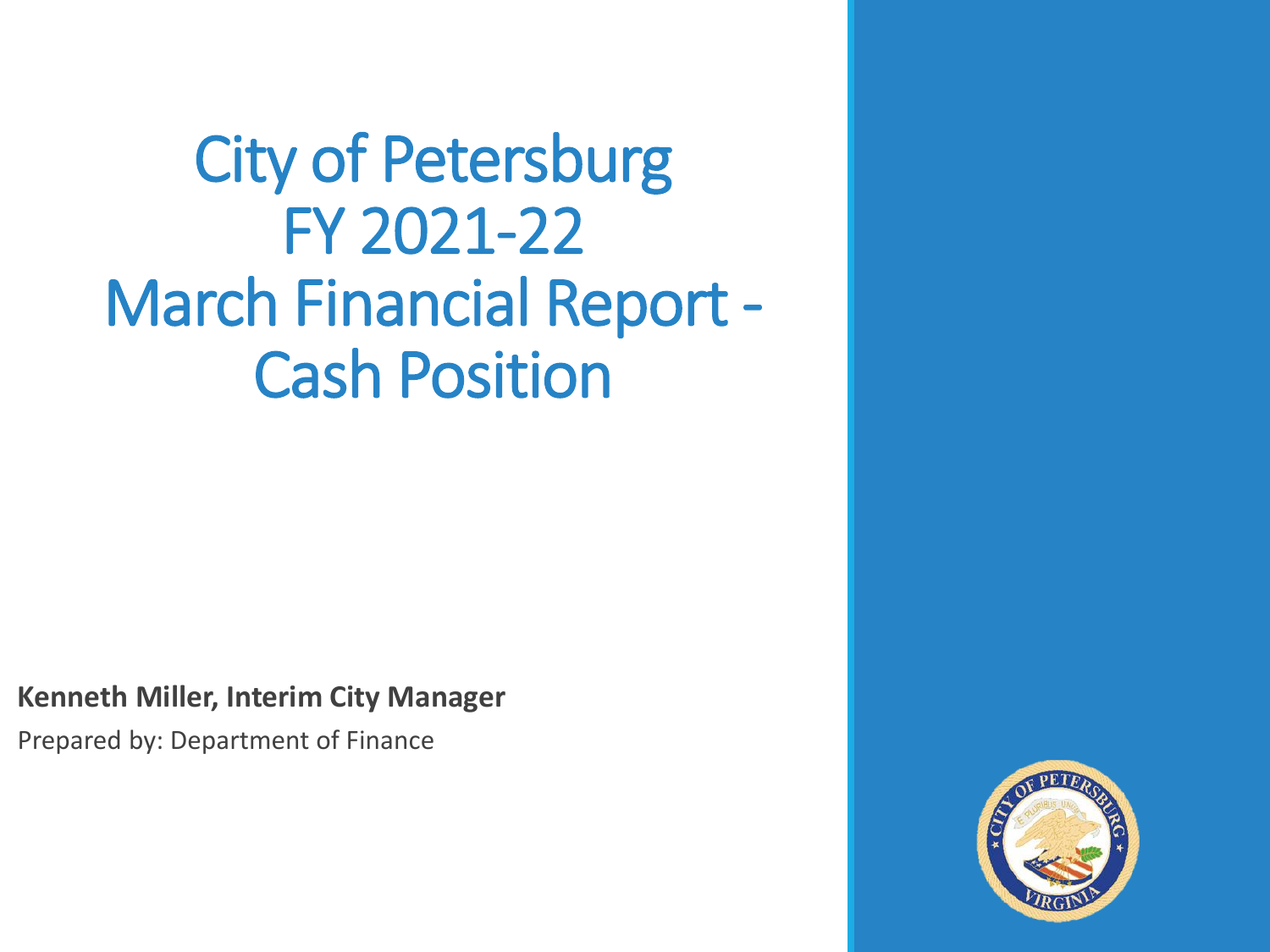# City of Petersburg FY 2021-22 March Financial Report - Cash Position

**Kenneth Miller, Interim City Manager**

Prepared by: Department of Finance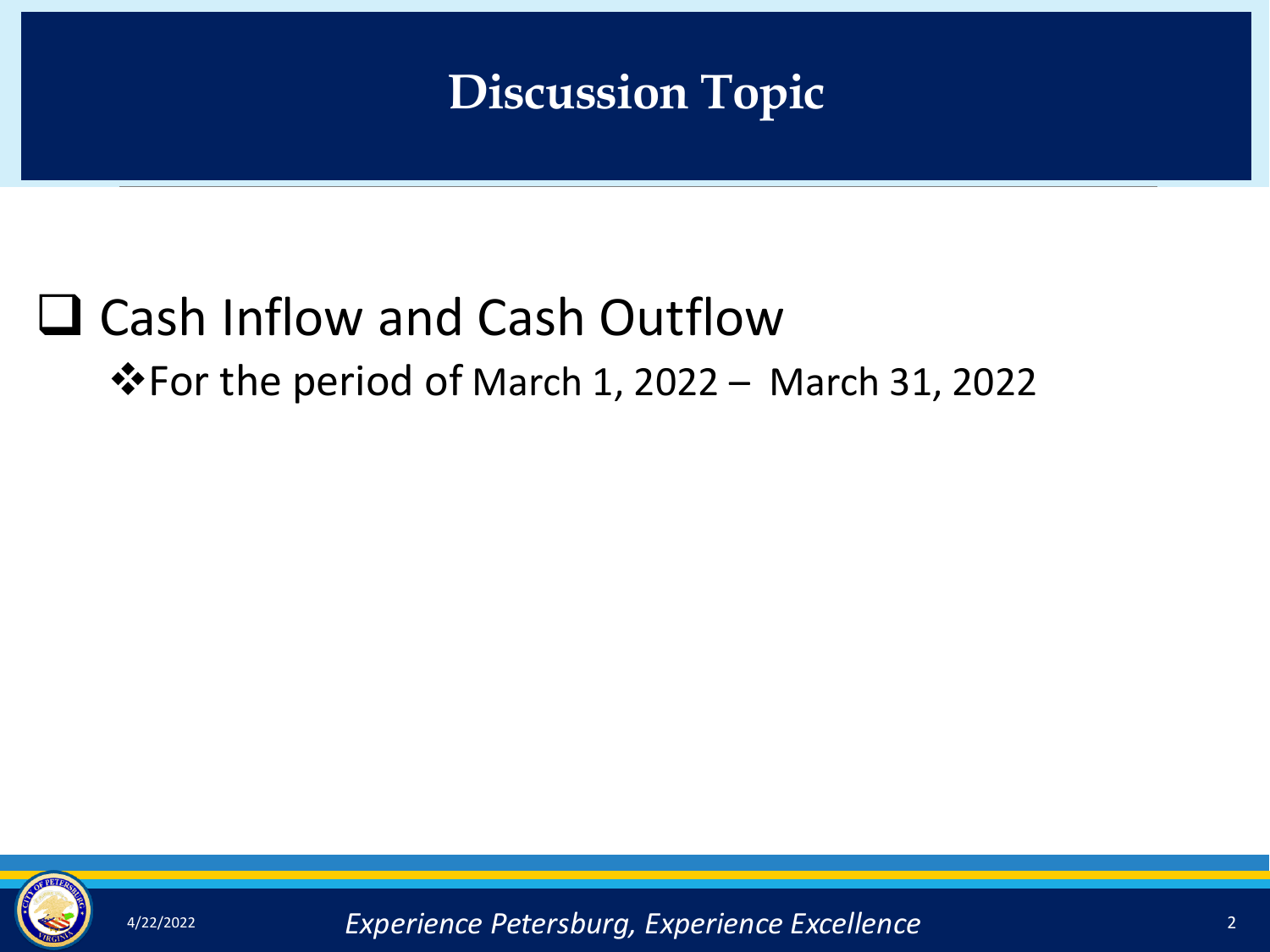# Discussion Topic

- Cash Inflow and Cash Outflow
  - For the period of March 1, 2022 – March 31, 2022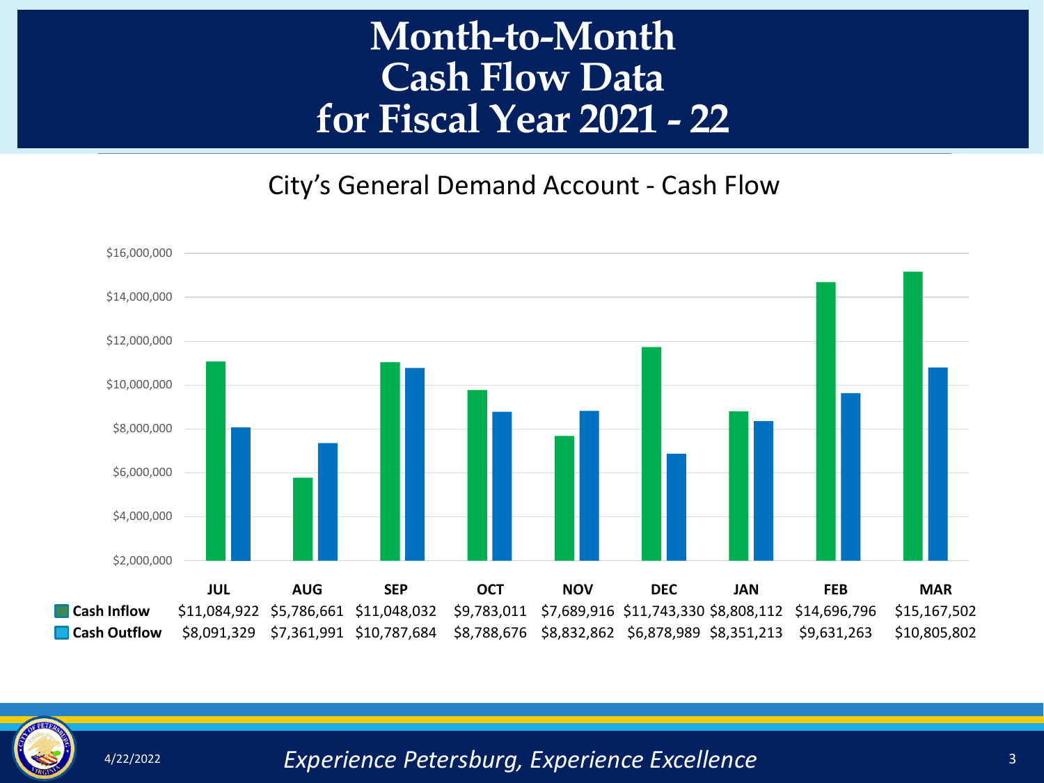# Month-to-Month Cash Flow Data for Fiscal Year 2021 - 22

## City's General Demand Account - Cash Flow

| | JUL | AUG | SEP | OCT | NOV | DEC | JAN | FEB | MAR |
|---|---|---|---|---|---|---|---|---|---|
| **Cash Inflow** | $11,084,922 | $5,786,661 | $11,048,032 | $9,783,011 | $7,689,916 | $11,743,330 | $8,808,112 | $14,696,796 | $15,167,502 |
| **Cash Outflow** | $8,091,329 | $7,361,991 | $10,787,684 | $8,788,676 | $8,832,862 | $6,878,989 | $8,351,213 | $9,631,263 | $10,805,802 |

4/22/2022

*Experience Petersburg, Experience Excellence*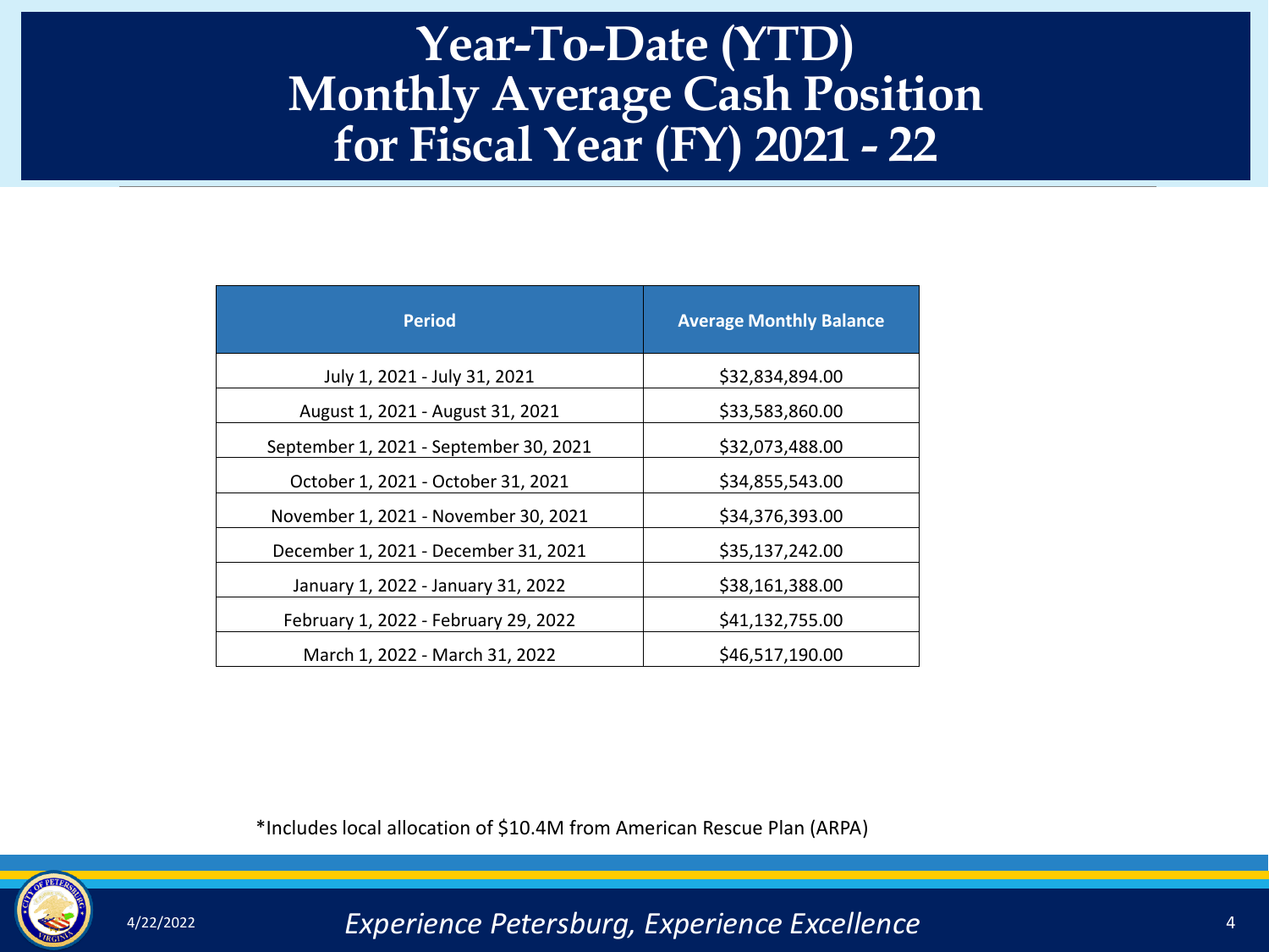# Year-To-Date (YTD) Monthly Average Cash Position for Fiscal Year (FY) 2021 - 22

| Period | Average Monthly Balance |
|---|---|
| July 1, 2021 - July 31, 2021 | $32,834,894.00 |
| August 1, 2021 - August 31, 2021 | $33,583,860.00 |
| September 1, 2021 - September 30, 2021 | $32,073,488.00 |
| October 1, 2021 - October 31, 2021 | $34,855,543.00 |
| November 1, 2021 - November 30, 2021 | $34,376,393.00 |
| December 1, 2021 - December 31, 2021 | $35,137,242.00 |
| January 1, 2022 - January 31, 2022 | $38,161,388.00 |
| February 1, 2022 - February 29, 2022 | $41,132,755.00 |
| March 1, 2022 - March 31, 2022 | $46,517,190.00 |

*Includes local allocation of $10.4M from American Rescue Plan (ARPA)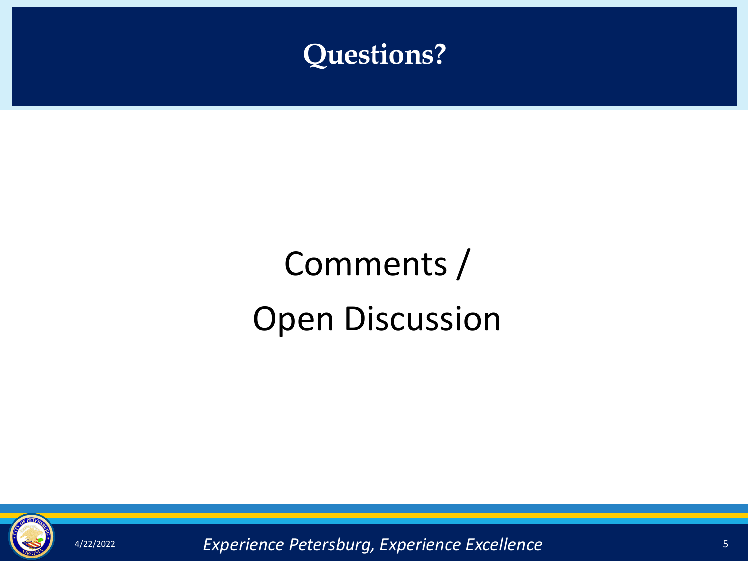# Questions?

Comments /

Open Discussion